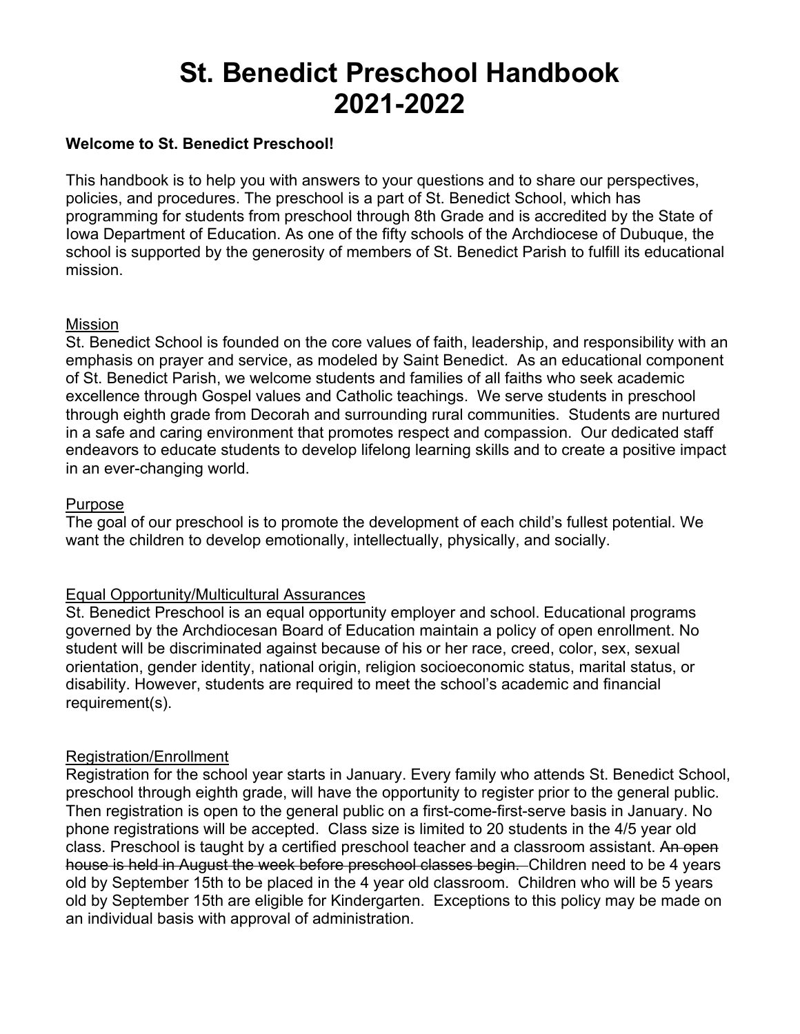# St. Benedict Preschool Handbook 2021-2022

**Welcome to St. Benedict Preschool!**

This handbook is to help you with answers to your questions and to share our perspectives, policies, and procedures. The preschool is a part of St. Benedict School, which has programming for students from preschool through 8th Grade and is accredited by the State of Iowa Department of Education. As one of the fifty schools of the Archdiocese of Dubuque, the school is supported by the generosity of members of St. Benedict Parish to fulfill its educational mission.

## Mission

St. Benedict School is founded on the core values of faith, leadership, and responsibility with an emphasis on prayer and service, as modeled by Saint Benedict. As an educational component of St. Benedict Parish, we welcome students and families of all faiths who seek academic excellence through Gospel values and Catholic teachings. We serve students in preschool through eighth grade from Decorah and surrounding rural communities. Students are nurtured in a safe and caring environment that promotes respect and compassion. Our dedicated staff endeavors to educate students to develop lifelong learning skills and to create a positive impact in an ever-changing world.

## Purpose

The goal of our preschool is to promote the development of each child's fullest potential. We want the children to develop emotionally, intellectually, physically, and socially.

## Equal Opportunity/Multicultural Assurances

St. Benedict Preschool is an equal opportunity employer and school. Educational programs governed by the Archdiocesan Board of Education maintain a policy of open enrollment. No student will be discriminated against because of his or her race, creed, color, sex, sexual orientation, gender identity, national origin, religion socioeconomic status, marital status, or disability. However, students are required to meet the school's academic and financial requirement(s).

## Registration/Enrollment

Registration for the school year starts in January. Every family who attends St. Benedict School, preschool through eighth grade, will have the opportunity to register prior to the general public. Then registration is open to the general public on a first-come-first-serve basis in January. No phone registrations will be accepted. Class size is limited to 20 students in the 4/5 year old class. Preschool is taught by a certified preschool teacher and a classroom assistant. ~~An open house is held in August the week before preschool classes begin.~~ Children need to be 4 years old by September 15th to be placed in the 4 year old classroom. Children who will be 5 years old by September 15th are eligible for Kindergarten. Exceptions to this policy may be made on an individual basis with approval of administration.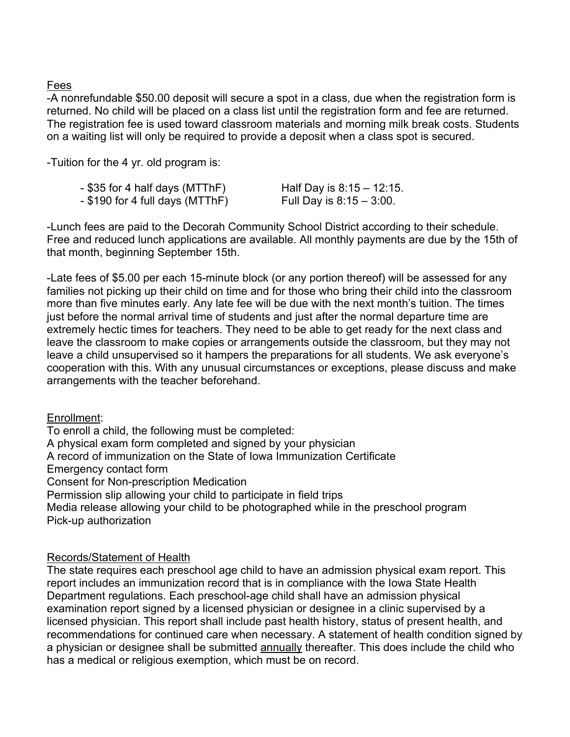<u>Fees</u>

-A nonrefundable $50.00 deposit will secure a spot in a class, due when the registration form is returned. No child will be placed on a class list until the registration form and fee are returned. The registration fee is used toward classroom materials and morning milk break costs. Students on a waiting list will only be required to provide a deposit when a class spot is secured.

-Tuition for the 4 yr. old program is:

| | |
|---|---|
| - $35 for 4 half days (MTThF) | Half Day is 8:15 – 12:15. |
| - $190 for 4 full days (MTThF) | Full Day is 8:15 – 3:00. |

-Lunch fees are paid to the Decorah Community School District according to their schedule. Free and reduced lunch applications are available. All monthly payments are due by the 15th of that month, beginning September 15th.

-Late fees of $5.00 per each 15-minute block (or any portion thereof) will be assessed for any families not picking up their child on time and for those who bring their child into the classroom more than five minutes early. Any late fee will be due with the next month's tuition. The times just before the normal arrival time of students and just after the normal departure time are extremely hectic times for teachers. They need to be able to get ready for the next class and leave the classroom to make copies or arrangements outside the classroom, but they may not leave a child unsupervised so it hampers the preparations for all students. We ask everyone's cooperation with this. With any unusual circumstances or exceptions, please discuss and make arrangements with the teacher beforehand.

<u>Enrollment</u>:

To enroll a child, the following must be completed:
A physical exam form completed and signed by your physician
A record of immunization on the State of Iowa Immunization Certificate
Emergency contact form
Consent for Non-prescription Medication
Permission slip allowing your child to participate in field trips
Media release allowing your child to be photographed while in the preschool program
Pick-up authorization

<u>Records/Statement of Health</u>

The state requires each preschool age child to have an admission physical exam report. This report includes an immunization record that is in compliance with the Iowa State Health Department regulations. Each preschool-age child shall have an admission physical examination report signed by a licensed physician or designee in a clinic supervised by a licensed physician. This report shall include past health history, status of present health, and recommendations for continued care when necessary. A statement of health condition signed by a physician or designee shall be submitted <u>annually</u> thereafter. This does include the child who has a medical or religious exemption, which must be on record.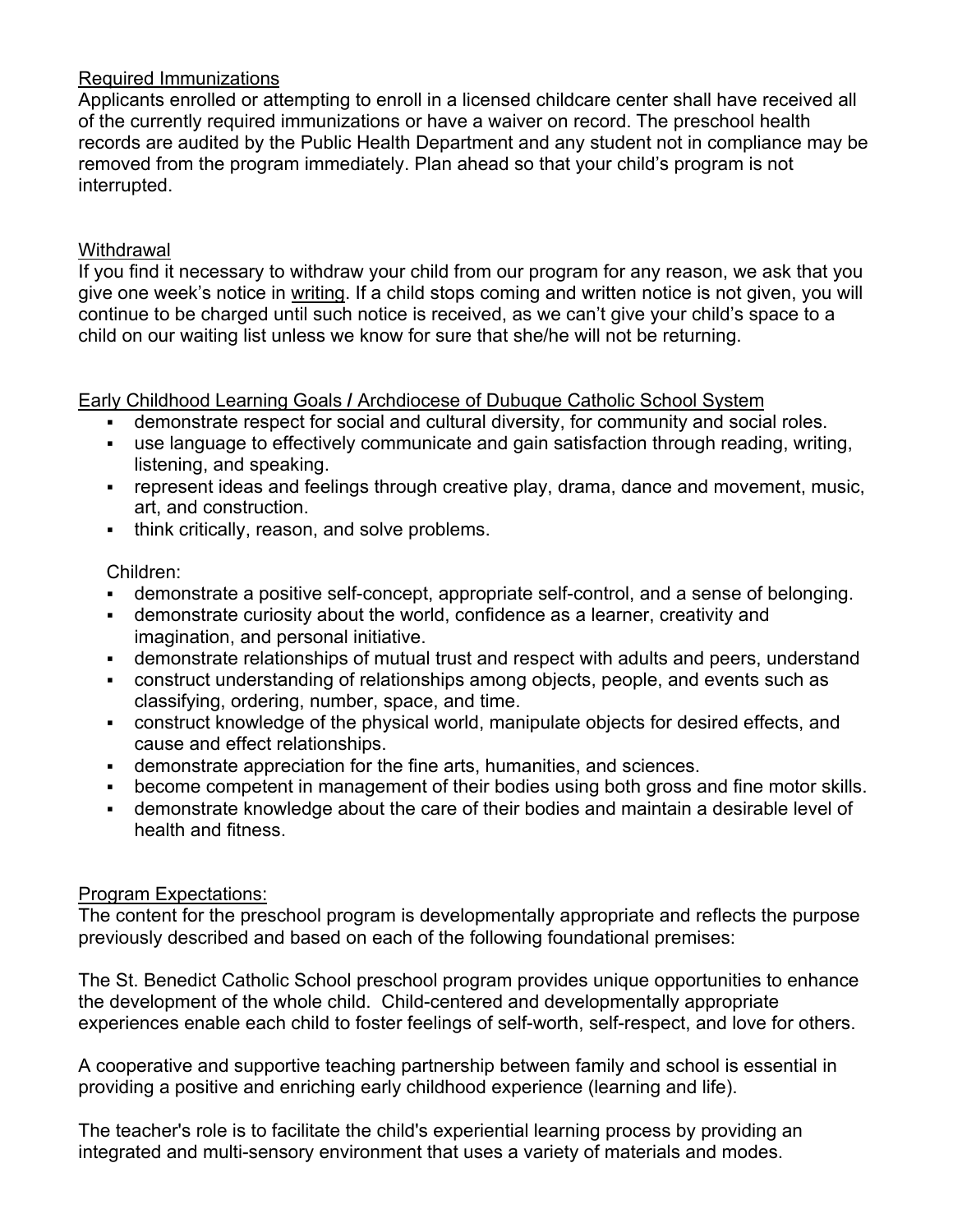<u>Required Immunizations</u>

Applicants enrolled or attempting to enroll in a licensed childcare center shall have received all of the currently required immunizations or have a waiver on record. The preschool health records are audited by the Public Health Department and any student not in compliance may be removed from the program immediately. Plan ahead so that your child's program is not interrupted.

<u>Withdrawal</u>

If you find it necessary to withdraw your child from our program for any reason, we ask that you give one week's notice in <u>writing</u>. If a child stops coming and written notice is not given, you will continue to be charged until such notice is received, as we can't give your child's space to a child on our waiting list unless we know for sure that she/he will not be returning.

<u>Early Childhood Learning Goals / Archdiocese of Dubuque Catholic School System</u>

- demonstrate respect for social and cultural diversity, for community and social roles.
- use language to effectively communicate and gain satisfaction through reading, writing, listening, and speaking.
- represent ideas and feelings through creative play, drama, dance and movement, music, art, and construction.
- think critically, reason, and solve problems.

Children:

- demonstrate a positive self-concept, appropriate self-control, and a sense of belonging.
- demonstrate curiosity about the world, confidence as a learner, creativity and imagination, and personal initiative.
- demonstrate relationships of mutual trust and respect with adults and peers, understand
- construct understanding of relationships among objects, people, and events such as classifying, ordering, number, space, and time.
- construct knowledge of the physical world, manipulate objects for desired effects, and cause and effect relationships.
- demonstrate appreciation for the fine arts, humanities, and sciences.
- become competent in management of their bodies using both gross and fine motor skills.
- demonstrate knowledge about the care of their bodies and maintain a desirable level of health and fitness.

<u>Program Expectations:</u>

The content for the preschool program is developmentally appropriate and reflects the purpose previously described and based on each of the following foundational premises:

The St. Benedict Catholic School preschool program provides unique opportunities to enhance the development of the whole child. Child-centered and developmentally appropriate experiences enable each child to foster feelings of self-worth, self-respect, and love for others.

A cooperative and supportive teaching partnership between family and school is essential in providing a positive and enriching early childhood experience (learning and life).

The teacher's role is to facilitate the child's experiential learning process by providing an integrated and multi-sensory environment that uses a variety of materials and modes.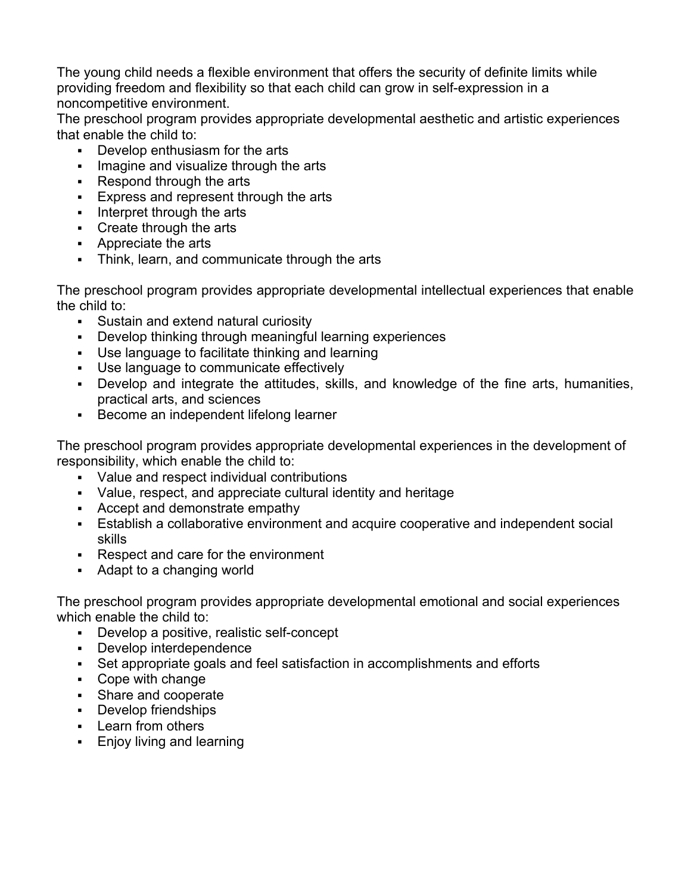The young child needs a flexible environment that offers the security of definite limits while providing freedom and flexibility so that each child can grow in self-expression in a noncompetitive environment.

The preschool program provides appropriate developmental aesthetic and artistic experiences that enable the child to:

- Develop enthusiasm for the arts
- Imagine and visualize through the arts
- Respond through the arts
- Express and represent through the arts
- Interpret through the arts
- Create through the arts
- Appreciate the arts
- Think, learn, and communicate through the arts

The preschool program provides appropriate developmental intellectual experiences that enable the child to:

- Sustain and extend natural curiosity
- Develop thinking through meaningful learning experiences
- Use language to facilitate thinking and learning
- Use language to communicate effectively
- Develop and integrate the attitudes, skills, and knowledge of the fine arts, humanities, practical arts, and sciences
- Become an independent lifelong learner

The preschool program provides appropriate developmental experiences in the development of responsibility, which enable the child to:

- Value and respect individual contributions
- Value, respect, and appreciate cultural identity and heritage
- Accept and demonstrate empathy
- Establish a collaborative environment and acquire cooperative and independent social skills
- Respect and care for the environment
- Adapt to a changing world

The preschool program provides appropriate developmental emotional and social experiences which enable the child to:

- Develop a positive, realistic self-concept
- Develop interdependence
- Set appropriate goals and feel satisfaction in accomplishments and efforts
- Cope with change
- Share and cooperate
- Develop friendships
- Learn from others
- Enjoy living and learning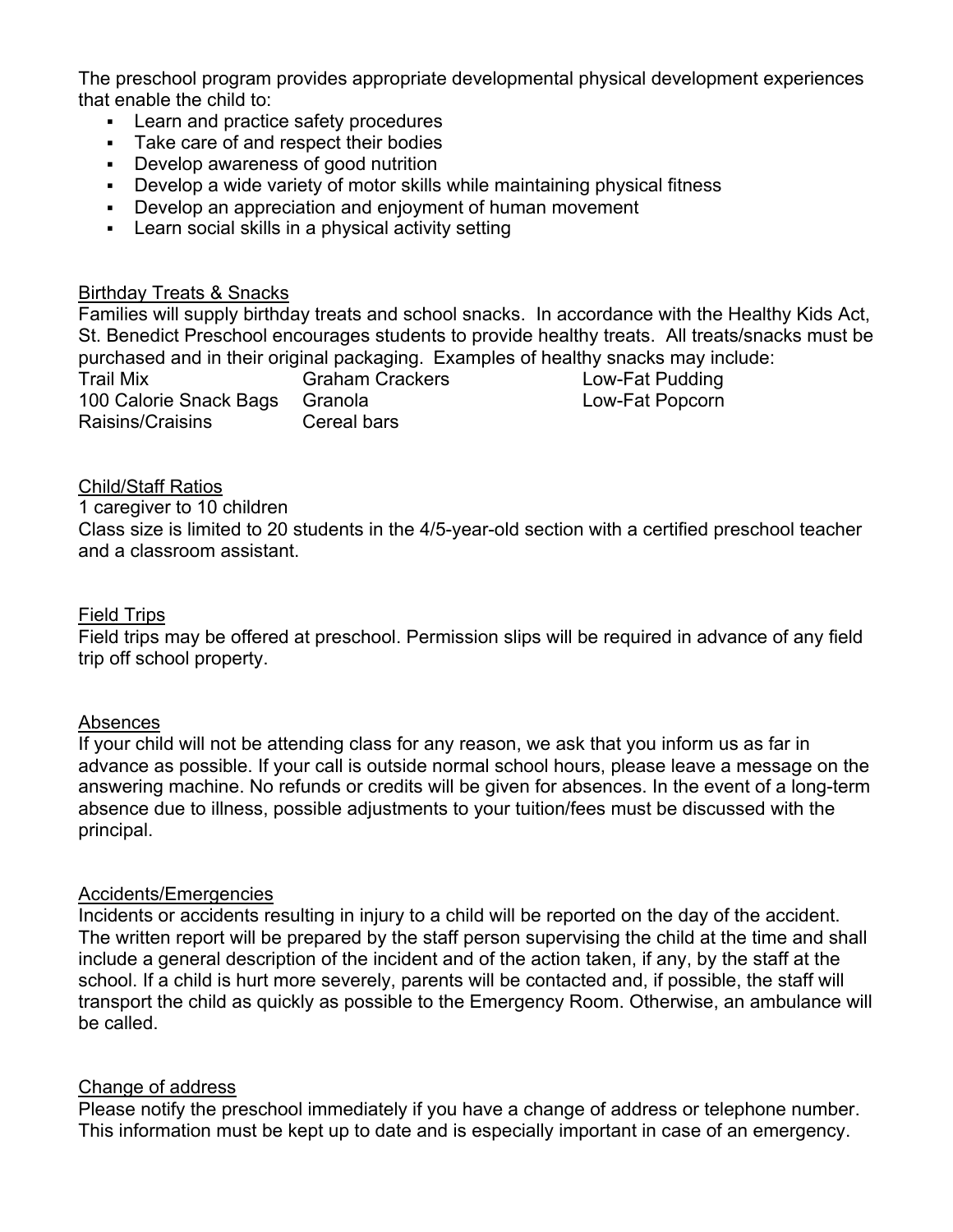The preschool program provides appropriate developmental physical development experiences that enable the child to:

- Learn and practice safety procedures
- Take care of and respect their bodies
- Develop awareness of good nutrition
- Develop a wide variety of motor skills while maintaining physical fitness
- Develop an appreciation and enjoyment of human movement
- Learn social skills in a physical activity setting

## Birthday Treats & Snacks

Families will supply birthday treats and school snacks. In accordance with the Healthy Kids Act, St. Benedict Preschool encourages students to provide healthy treats. All treats/snacks must be purchased and in their original packaging. Examples of healthy snacks may include:

| | | |
|---|---|---|
| Trail Mix | Graham Crackers | Low-Fat Pudding |
| 100 Calorie Snack Bags | Granola | Low-Fat Popcorn |
| Raisins/Craisins | Cereal bars | |

## Child/Staff Ratios

1 caregiver to 10 children

Class size is limited to 20 students in the 4/5-year-old section with a certified preschool teacher and a classroom assistant.

## Field Trips

Field trips may be offered at preschool. Permission slips will be required in advance of any field trip off school property.

## Absences

If your child will not be attending class for any reason, we ask that you inform us as far in advance as possible. If your call is outside normal school hours, please leave a message on the answering machine. No refunds or credits will be given for absences. In the event of a long-term absence due to illness, possible adjustments to your tuition/fees must be discussed with the principal.

## Accidents/Emergencies

Incidents or accidents resulting in injury to a child will be reported on the day of the accident. The written report will be prepared by the staff person supervising the child at the time and shall include a general description of the incident and of the action taken, if any, by the staff at the school. If a child is hurt more severely, parents will be contacted and, if possible, the staff will transport the child as quickly as possible to the Emergency Room. Otherwise, an ambulance will be called.

## Change of address

Please notify the preschool immediately if you have a change of address or telephone number. This information must be kept up to date and is especially important in case of an emergency.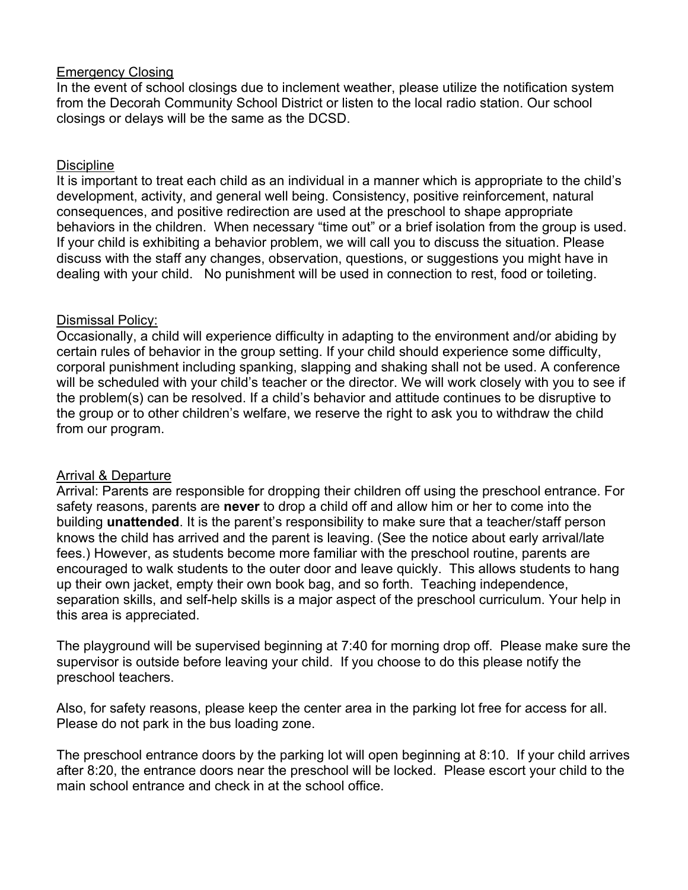## Emergency Closing

In the event of school closings due to inclement weather, please utilize the notification system from the Decorah Community School District or listen to the local radio station. Our school closings or delays will be the same as the DCSD.

## Discipline

It is important to treat each child as an individual in a manner which is appropriate to the child's development, activity, and general well being. Consistency, positive reinforcement, natural consequences, and positive redirection are used at the preschool to shape appropriate behaviors in the children. When necessary "time out" or a brief isolation from the group is used. If your child is exhibiting a behavior problem, we will call you to discuss the situation. Please discuss with the staff any changes, observation, questions, or suggestions you might have in dealing with your child. No punishment will be used in connection to rest, food or toileting.

## Dismissal Policy:

Occasionally, a child will experience difficulty in adapting to the environment and/or abiding by certain rules of behavior in the group setting. If your child should experience some difficulty, corporal punishment including spanking, slapping and shaking shall not be used. A conference will be scheduled with your child's teacher or the director. We will work closely with you to see if the problem(s) can be resolved. If a child's behavior and attitude continues to be disruptive to the group or to other children's welfare, we reserve the right to ask you to withdraw the child from our program.

## Arrival & Departure

Arrival: Parents are responsible for dropping their children off using the preschool entrance. For safety reasons, parents are **never** to drop a child off and allow him or her to come into the building **unattended**. It is the parent's responsibility to make sure that a teacher/staff person knows the child has arrived and the parent is leaving. (See the notice about early arrival/late fees.) However, as students become more familiar with the preschool routine, parents are encouraged to walk students to the outer door and leave quickly. This allows students to hang up their own jacket, empty their own book bag, and so forth. Teaching independence, separation skills, and self-help skills is a major aspect of the preschool curriculum. Your help in this area is appreciated.

The playground will be supervised beginning at 7:40 for morning drop off. Please make sure the supervisor is outside before leaving your child. If you choose to do this please notify the preschool teachers.

Also, for safety reasons, please keep the center area in the parking lot free for access for all. Please do not park in the bus loading zone.

The preschool entrance doors by the parking lot will open beginning at 8:10. If your child arrives after 8:20, the entrance doors near the preschool will be locked. Please escort your child to the main school entrance and check in at the school office.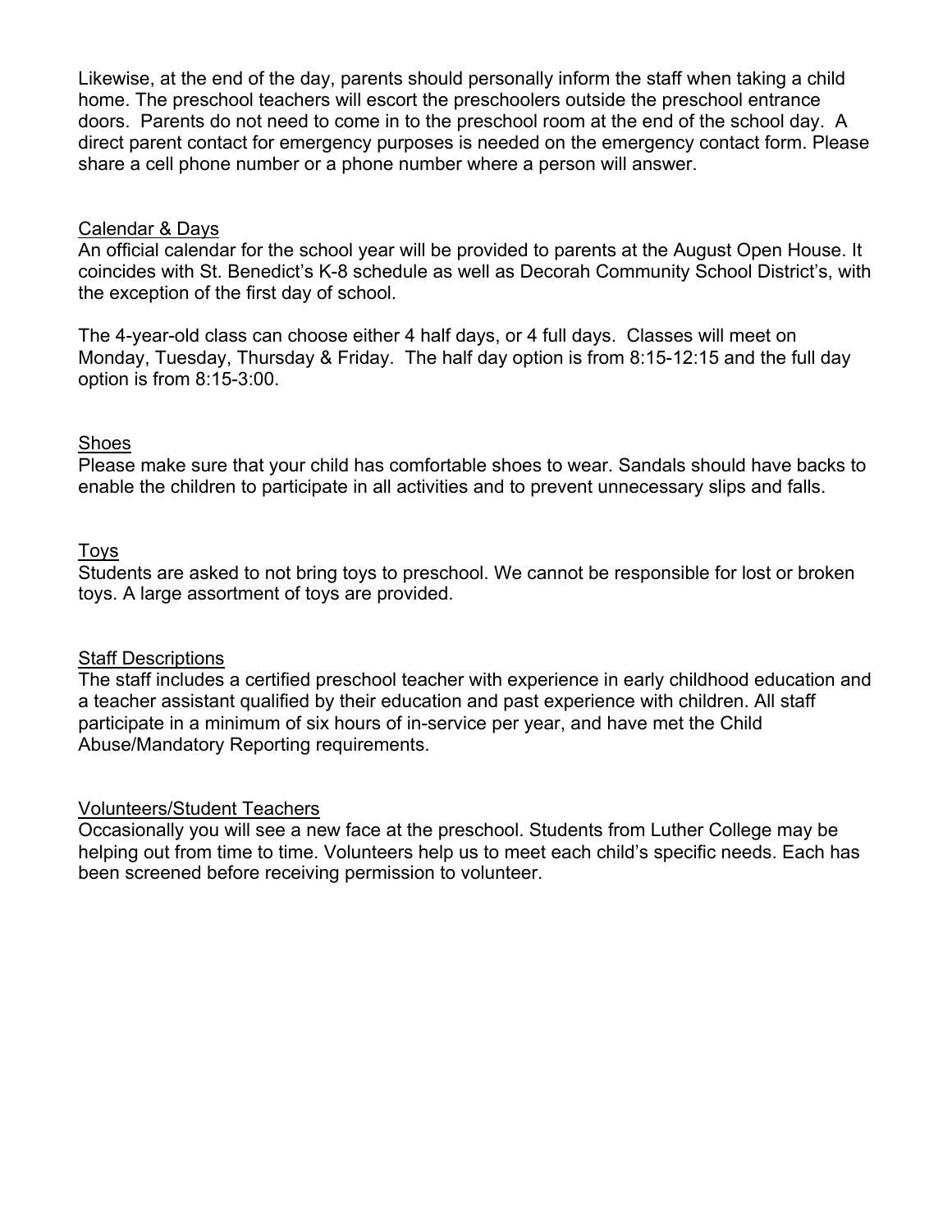Likewise, at the end of the day, parents should personally inform the staff when taking a child home. The preschool teachers will escort the preschoolers outside the preschool entrance doors. Parents do not need to come in to the preschool room at the end of the school day. A direct parent contact for emergency purposes is needed on the emergency contact form. Please share a cell phone number or a phone number where a person will answer.

<u>Calendar & Days</u>

An official calendar for the school year will be provided to parents at the August Open House. It coincides with St. Benedict's K-8 schedule as well as Decorah Community School District's, with the exception of the first day of school.

The 4-year-old class can choose either 4 half days, or 4 full days. Classes will meet on Monday, Tuesday, Thursday & Friday. The half day option is from 8:15-12:15 and the full day option is from 8:15-3:00.

<u>Shoes</u>

Please make sure that your child has comfortable shoes to wear. Sandals should have backs to enable the children to participate in all activities and to prevent unnecessary slips and falls.

<u>Toys</u>

Students are asked to not bring toys to preschool. We cannot be responsible for lost or broken toys. A large assortment of toys are provided.

<u>Staff Descriptions</u>

The staff includes a certified preschool teacher with experience in early childhood education and a teacher assistant qualified by their education and past experience with children. All staff participate in a minimum of six hours of in-service per year, and have met the Child Abuse/Mandatory Reporting requirements.

<u>Volunteers/Student Teachers</u>

Occasionally you will see a new face at the preschool. Students from Luther College may be helping out from time to time. Volunteers help us to meet each child's specific needs. Each has been screened before receiving permission to volunteer.